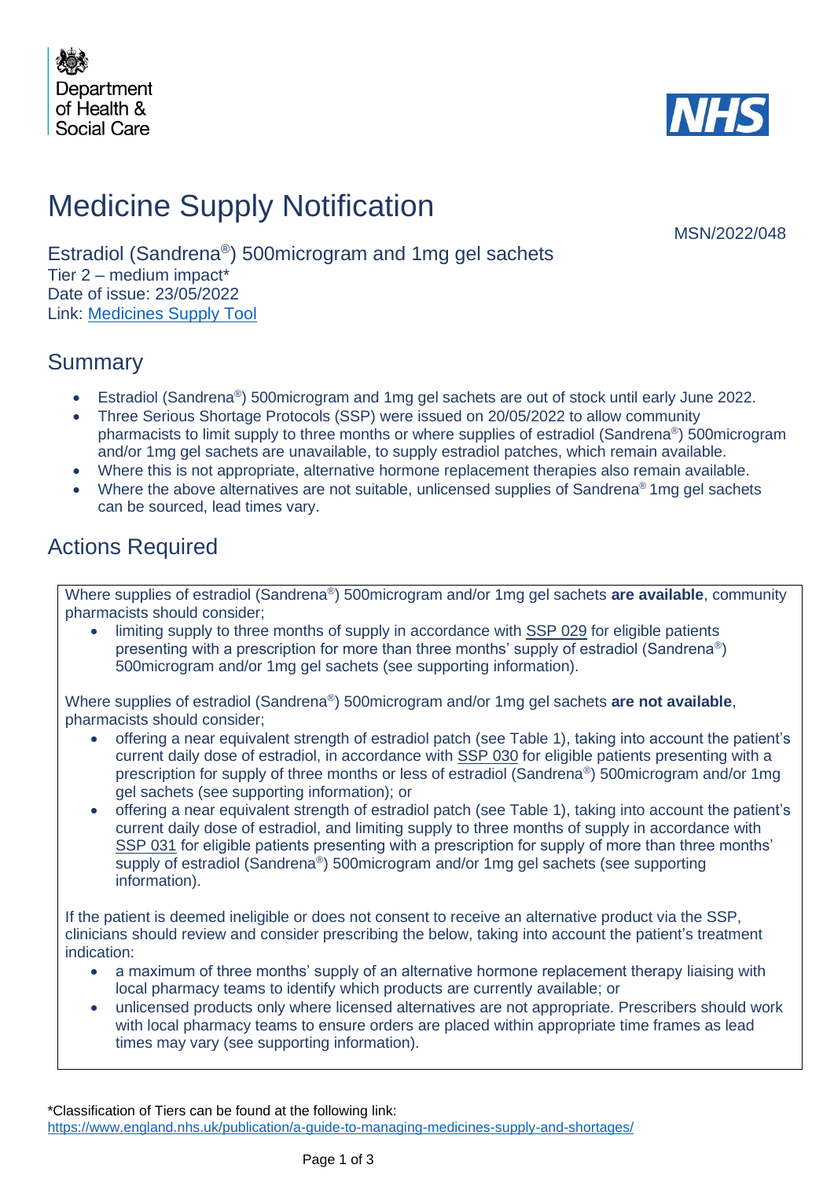Department of Health & Social Care

NHS

# Medicine Supply Notification

MSN/2022/048

Estradiol (Sandrena®) 500microgram and 1mg gel sachets
Tier 2 – medium impact*
Date of issue: 23/05/2022
Link: [Medicines Supply Tool]

## Summary

- Estradiol (Sandrena®) 500microgram and 1mg gel sachets are out of stock until early June 2022.
- Three Serious Shortage Protocols (SSP) were issued on 20/05/2022 to allow community pharmacists to limit supply to three months or where supplies of estradiol (Sandrena®) 500microgram and/or 1mg gel sachets are unavailable, to supply estradiol patches, which remain available.
- Where this is not appropriate, alternative hormone replacement therapies also remain available.
- Where the above alternatives are not suitable, unlicensed supplies of Sandrena® 1mg gel sachets can be sourced, lead times vary.

## Actions Required

Where supplies of estradiol (Sandrena®) 500microgram and/or 1mg gel sachets **are available**, community pharmacists should consider;

- limiting supply to three months of supply in accordance with SSP 029 for eligible patients presenting with a prescription for more than three months' supply of estradiol (Sandrena®) 500microgram and/or 1mg gel sachets (see supporting information).

Where supplies of estradiol (Sandrena®) 500microgram and/or 1mg gel sachets **are not available**, pharmacists should consider;

- offering a near equivalent strength of estradiol patch (see Table 1), taking into account the patient's current daily dose of estradiol, in accordance with SSP 030 for eligible patients presenting with a prescription for supply of three months or less of estradiol (Sandrena®) 500microgram and/or 1mg gel sachets (see supporting information); or
- offering a near equivalent strength of estradiol patch (see Table 1), taking into account the patient's current daily dose of estradiol, and limiting supply to three months of supply in accordance with SSP 031 for eligible patients presenting with a prescription for supply of more than three months' supply of estradiol (Sandrena®) 500microgram and/or 1mg gel sachets (see supporting information).

If the patient is deemed ineligible or does not consent to receive an alternative product via the SSP, clinicians should review and consider prescribing the below, taking into account the patient's treatment indication:

- a maximum of three months' supply of an alternative hormone replacement therapy liaising with local pharmacy teams to identify which products are currently available; or
- unlicensed products only where licensed alternatives are not appropriate. Prescribers should work with local pharmacy teams to ensure orders are placed within appropriate time frames as lead times may vary (see supporting information).

*Classification of Tiers can be found at the following link:
https://www.england.nhs.uk/publication/a-guide-to-managing-medicines-supply-and-shortages/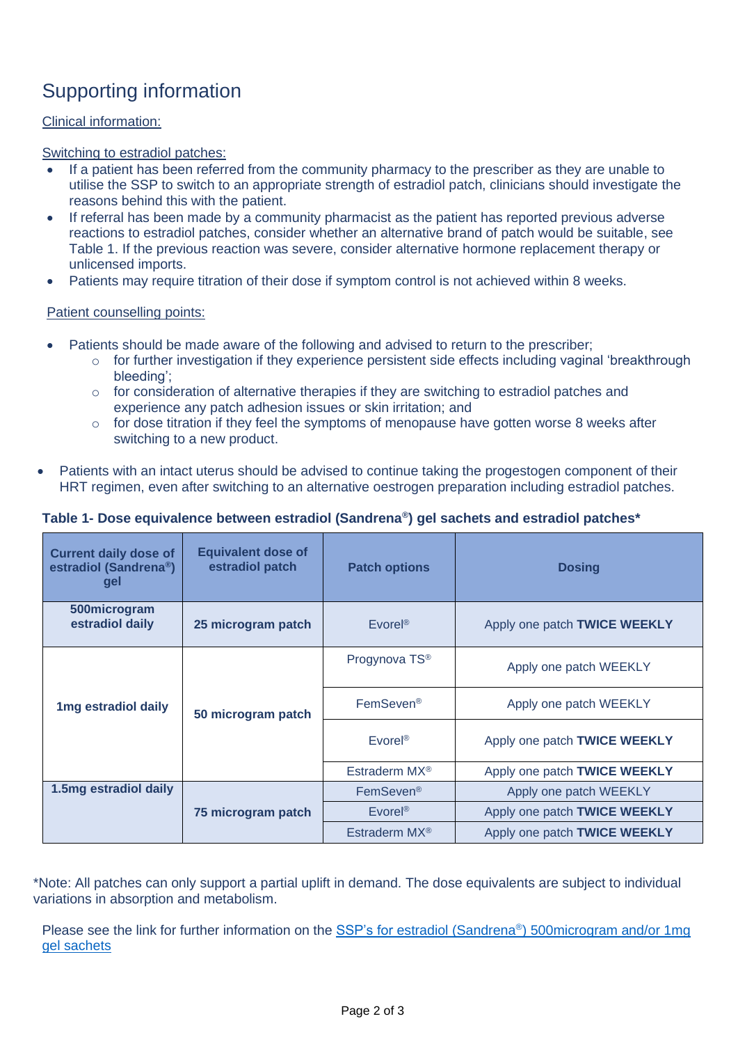# Supporting information

Clinical information:

Switching to estradiol patches:

- If a patient has been referred from the community pharmacy to the prescriber as they are unable to utilise the SSP to switch to an appropriate strength of estradiol patch, clinicians should investigate the reasons behind this with the patient.
- If referral has been made by a community pharmacist as the patient has reported previous adverse reactions to estradiol patches, consider whether an alternative brand of patch would be suitable, see Table 1. If the previous reaction was severe, consider alternative hormone replacement therapy or unlicensed imports.
- Patients may require titration of their dose if symptom control is not achieved within 8 weeks.

Patient counselling points:

- Patients should be made aware of the following and advised to return to the prescriber;
  - for further investigation if they experience persistent side effects including vaginal 'breakthrough bleeding';
  - for consideration of alternative therapies if they are switching to estradiol patches and experience any patch adhesion issues or skin irritation; and
  - for dose titration if they feel the symptoms of menopause have gotten worse 8 weeks after switching to a new product.
- Patients with an intact uterus should be advised to continue taking the progestogen component of their HRT regimen, even after switching to an alternative oestrogen preparation including estradiol patches.

**Table 1- Dose equivalence between estradiol (Sandrena®) gel sachets and estradiol patches***

| Current daily dose of estradiol (Sandrena®) gel | Equivalent dose of estradiol patch | Patch options | Dosing |
|---|---|---|---|
| **500microgram estradiol daily** | **25 microgram patch** | Evorel® | Apply one patch **TWICE WEEKLY** |
| **1mg estradiol daily** | **50 microgram patch** | Progynova TS® | Apply one patch WEEKLY |
| | | FemSeven® | Apply one patch WEEKLY |
| | | Evorel® | Apply one patch **TWICE WEEKLY** |
| | | Estraderm MX® | Apply one patch **TWICE WEEKLY** |
| **1.5mg estradiol daily** | **75 microgram patch** | FemSeven® | Apply one patch WEEKLY |
| | | Evorel® | Apply one patch **TWICE WEEKLY** |
| | | Estraderm MX® | Apply one patch **TWICE WEEKLY** |

*Note: All patches can only support a partial uplift in demand. The dose equivalents are subject to individual variations in absorption and metabolism.

Please see the link for further information on the [SSP's for estradiol (Sandrena®) 500microgram and/or 1mg gel sachets]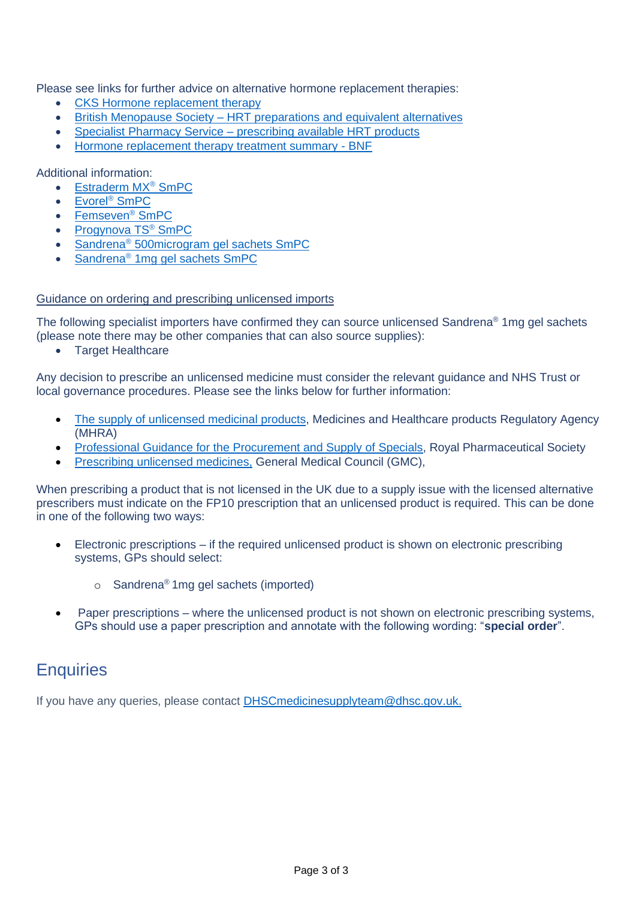Please see links for further advice on alternative hormone replacement therapies:

- CKS Hormone replacement therapy
- British Menopause Society – HRT preparations and equivalent alternatives
- Specialist Pharmacy Service – prescribing available HRT products
- Hormone replacement therapy treatment summary - BNF

Additional information:

- Estraderm MX® SmPC
- Evorel® SmPC
- Femseven® SmPC
- Progynova TS® SmPC
- Sandrena® 500microgram gel sachets SmPC
- Sandrena® 1mg gel sachets SmPC

Guidance on ordering and prescribing unlicensed imports

The following specialist importers have confirmed they can source unlicensed Sandrena® 1mg gel sachets (please note there may be other companies that can also source supplies):

- Target Healthcare

Any decision to prescribe an unlicensed medicine must consider the relevant guidance and NHS Trust or local governance procedures. Please see the links below for further information:

- The supply of unlicensed medicinal products, Medicines and Healthcare products Regulatory Agency (MHRA)
- Professional Guidance for the Procurement and Supply of Specials, Royal Pharmaceutical Society
- Prescribing unlicensed medicines, General Medical Council (GMC),

When prescribing a product that is not licensed in the UK due to a supply issue with the licensed alternative prescribers must indicate on the FP10 prescription that an unlicensed product is required. This can be done in one of the following two ways:

- Electronic prescriptions – if the required unlicensed product is shown on electronic prescribing systems, GPs should select:
  - Sandrena® 1mg gel sachets (imported)
- Paper prescriptions – where the unlicensed product is not shown on electronic prescribing systems, GPs should use a paper prescription and annotate with the following wording: "**special order**".

## Enquiries

If you have any queries, please contact DHSCmedicinesupplyteam@dhsc.gov.uk.